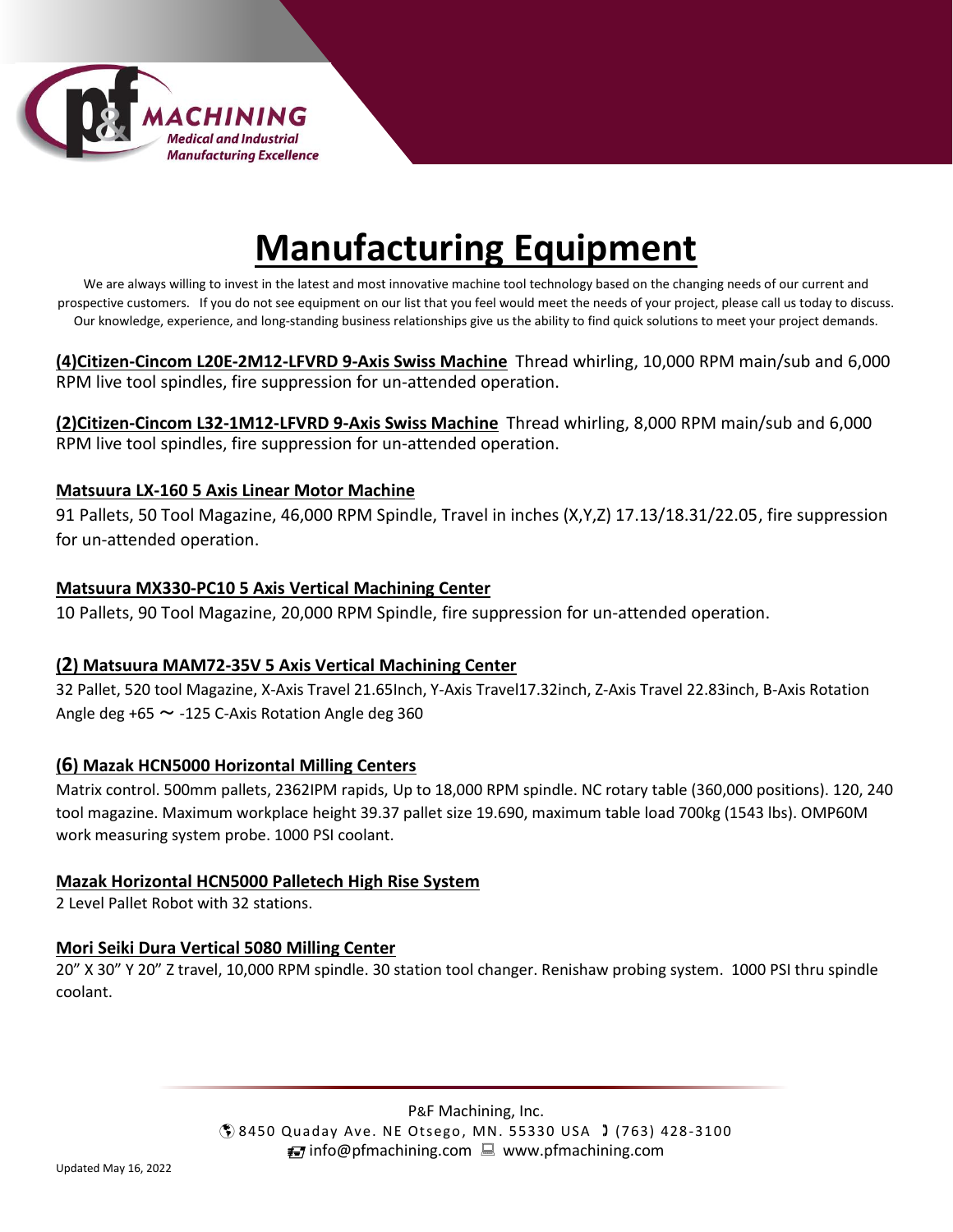# Manufacturing Equipment

We are always willing to invest in the latest and most innovative machine tool technology based on the changing needs of our current and prospective customers. If you do not see equipment on our list that you feel would meet the needs of your project, please call us today to discuss. Our knowledge, experience, and long-standing business relationships give us the ability to find quick solutions to meet your project demands.

**(4)Citizen-Cincom L20E-2M12-LFVRD 9-Axis Swiss Machine** Thread whirling, 10,000 RPM main/sub and 6,000 RPM live tool spindles, fire suppression for un-attended operation.

**(2)Citizen-Cincom L32-1M12-LFVRD 9-Axis Swiss Machine** Thread whirling, 8,000 RPM main/sub and 6,000 RPM live tool spindles, fire suppression for un-attended operation.

**Matsuura LX-160 5 Axis Linear Motor Machine**

91 Pallets, 50 Tool Magazine, 46,000 RPM Spindle, Travel in inches (X,Y,Z) 17.13/18.31/22.05, fire suppression for un-attended operation.

**Matsuura MX330-PC10 5 Axis Vertical Machining Center**

10 Pallets, 90 Tool Magazine, 20,000 RPM Spindle, fire suppression for un-attended operation.

**(2) Matsuura MAM72-35V 5 Axis Vertical Machining Center**

32 Pallet, 520 tool Magazine, X-Axis Travel 21.65Inch, Y-Axis Travel17.32inch, Z-Axis Travel 22.83inch, B-Axis Rotation Angle deg +65 ~ -125 C-Axis Rotation Angle deg 360

**(6) Mazak HCN5000 Horizontal Milling Centers**

Matrix control. 500mm pallets, 2362IPM rapids, Up to 18,000 RPM spindle. NC rotary table (360,000 positions). 120, 240 tool magazine. Maximum workplace height 39.37 pallet size 19.690, maximum table load 700kg (1543 lbs). OMP60M work measuring system probe. 1000 PSI coolant.

**Mazak Horizontal HCN5000 Palletech High Rise System**

2 Level Pallet Robot with 32 stations.

**Mori Seiki Dura Vertical 5080 Milling Center**

20" X 30" Y 20" Z travel, 10,000 RPM spindle. 30 station tool changer. Renishaw probing system. 1000 PSI thru spindle coolant.

P&F Machining, Inc.
8450 Quaday Ave. NE Otsego, MN. 55330 USA (763) 428-3100
info@pfmachining.com www.pfmachining.com

Updated May 16, 2022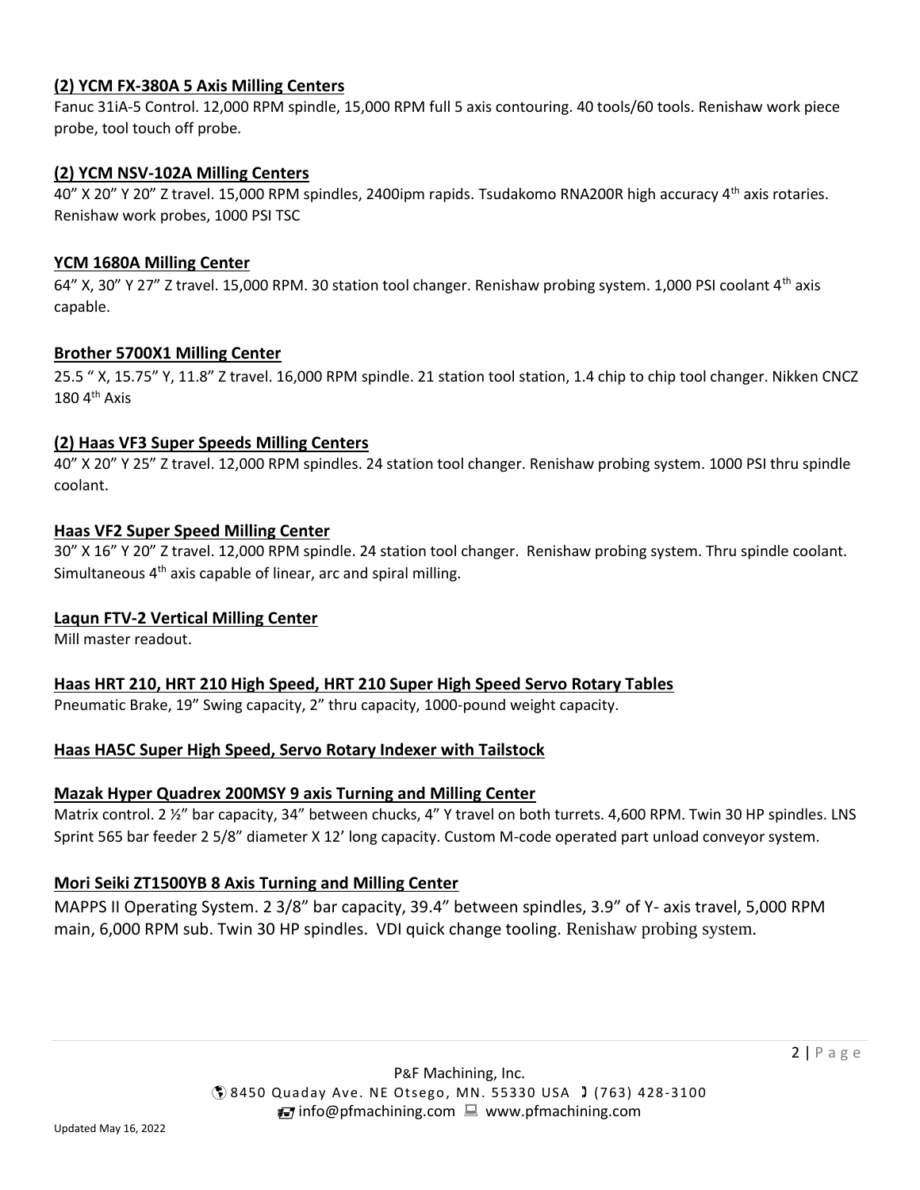### (2) YCM FX-380A 5 Axis Milling Centers

Fanuc 31iA-5 Control. 12,000 RPM spindle, 15,000 RPM full 5 axis contouring. 40 tools/60 tools. Renishaw work piece probe, tool touch off probe.

### (2) YCM NSV-102A Milling Centers

40” X 20” Y 20” Z travel. 15,000 RPM spindles, 2400ipm rapids. Tsudakomo RNA200R high accuracy 4th axis rotaries. Renishaw work probes, 1000 PSI TSC

### YCM 1680A Milling Center

64” X, 30” Y 27” Z travel. 15,000 RPM. 30 station tool changer. Renishaw probing system. 1,000 PSI coolant 4th axis capable.

### Brother 5700X1 Milling Center

25.5 “ X, 15.75” Y, 11.8” Z travel. 16,000 RPM spindle. 21 station tool station, 1.4 chip to chip tool changer. Nikken CNCZ 180 4th Axis

### (2) Haas VF3 Super Speeds Milling Centers

40” X 20” Y 25” Z travel. 12,000 RPM spindles. 24 station tool changer. Renishaw probing system. 1000 PSI thru spindle coolant.

### Haas VF2 Super Speed Milling Center

30” X 16” Y 20” Z travel. 12,000 RPM spindle. 24 station tool changer. Renishaw probing system. Thru spindle coolant. Simultaneous 4th axis capable of linear, arc and spiral milling.

### Laqun FTV-2 Vertical Milling Center

Mill master readout.

### Haas HRT 210, HRT 210 High Speed, HRT 210 Super High Speed Servo Rotary Tables

Pneumatic Brake, 19” Swing capacity, 2” thru capacity, 1000-pound weight capacity.

### Haas HA5C Super High Speed, Servo Rotary Indexer with Tailstock

### Mazak Hyper Quadrex 200MSY 9 axis Turning and Milling Center

Matrix control. 2 ½” bar capacity, 34” between chucks, 4” Y travel on both turrets. 4,600 RPM. Twin 30 HP spindles. LNS Sprint 565 bar feeder 2 5/8” diameter X 12’ long capacity. Custom M-code operated part unload conveyor system.

### Mori Seiki ZT1500YB 8 Axis Turning and Milling Center

MAPPS II Operating System. 2 3/8” bar capacity, 39.4” between spindles, 3.9” of Y- axis travel, 5,000 RPM main, 6,000 RPM sub. Twin 30 HP spindles. VDI quick change tooling. Renishaw probing system.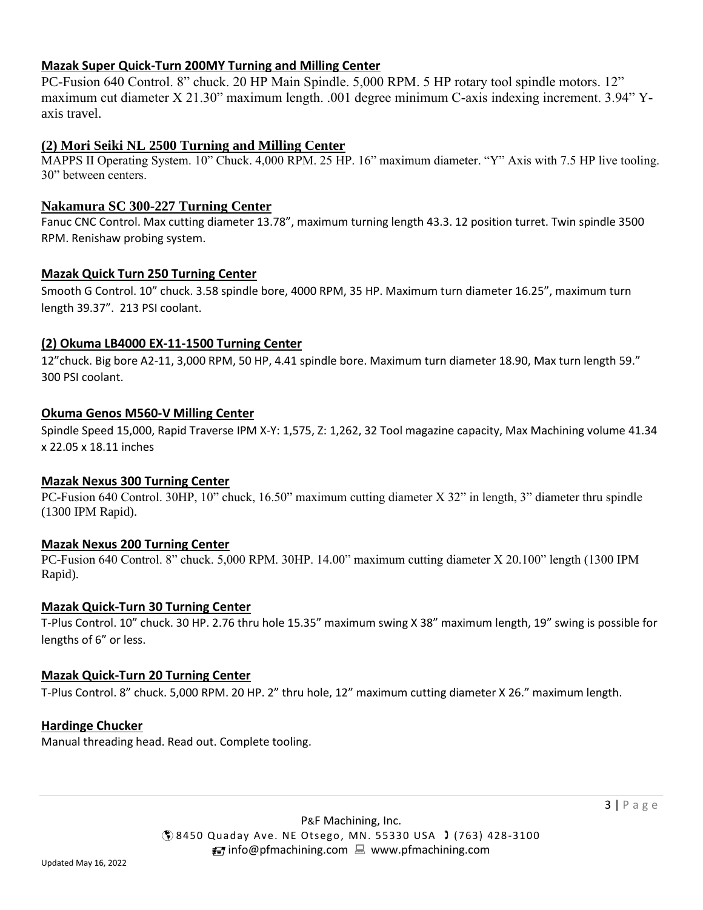### Mazak Super Quick-Turn 200MY Turning and Milling Center

PC-Fusion 640 Control. 8" chuck. 20 HP Main Spindle. 5,000 RPM. 5 HP rotary tool spindle motors. 12" maximum cut diameter X 21.30" maximum length. .001 degree minimum C-axis indexing increment. 3.94" Y-axis travel.

### (2) Mori Seiki NL 2500 Turning and Milling Center

MAPPS II Operating System. 10" Chuck. 4,000 RPM. 25 HP. 16" maximum diameter. "Y" Axis with 7.5 HP live tooling. 30" between centers.

### Nakamura SC 300-227 Turning Center

Fanuc CNC Control. Max cutting diameter 13.78", maximum turning length 43.3. 12 position turret. Twin spindle 3500 RPM. Renishaw probing system.

### Mazak Quick Turn 250 Turning Center

Smooth G Control. 10" chuck. 3.58 spindle bore, 4000 RPM, 35 HP. Maximum turn diameter 16.25", maximum turn length 39.37". 213 PSI coolant.

### (2) Okuma LB4000 EX-11-1500 Turning Center

12"chuck. Big bore A2-11, 3,000 RPM, 50 HP, 4.41 spindle bore. Maximum turn diameter 18.90, Max turn length 59." 300 PSI coolant.

### Okuma Genos M560-V Milling Center

Spindle Speed 15,000, Rapid Traverse IPM X-Y: 1,575, Z: 1,262, 32 Tool magazine capacity, Max Machining volume 41.34 x 22.05 x 18.11 inches

### Mazak Nexus 300 Turning Center

PC-Fusion 640 Control. 30HP, 10" chuck, 16.50" maximum cutting diameter X 32" in length, 3" diameter thru spindle (1300 IPM Rapid).

### Mazak Nexus 200 Turning Center

PC-Fusion 640 Control. 8" chuck. 5,000 RPM. 30HP. 14.00" maximum cutting diameter X 20.100" length (1300 IPM Rapid).

### Mazak Quick-Turn 30 Turning Center

T-Plus Control. 10" chuck. 30 HP. 2.76 thru hole 15.35" maximum swing X 38" maximum length, 19" swing is possible for lengths of 6" or less.

### Mazak Quick-Turn 20 Turning Center

T-Plus Control. 8" chuck. 5,000 RPM. 20 HP. 2" thru hole, 12" maximum cutting diameter X 26." maximum length.

### Hardinge Chucker

Manual threading head. Read out. Complete tooling.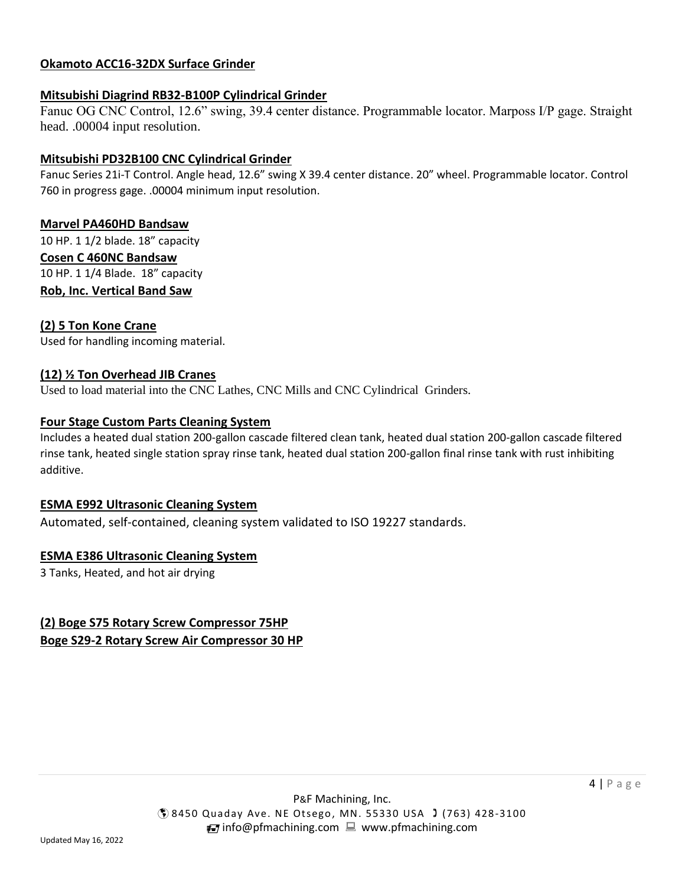**Okamoto ACC16-32DX Surface Grinder**

**Mitsubishi Diagrind RB32-B100P Cylindrical Grinder**

Fanuc OG CNC Control, 12.6" swing, 39.4 center distance. Programmable locator. Marposs I/P gage. Straight head. .00004 input resolution.

**Mitsubishi PD32B100 CNC Cylindrical Grinder**

Fanuc Series 21i-T Control. Angle head, 12.6" swing X 39.4 center distance. 20" wheel. Programmable locator. Control 760 in progress gage. .00004 minimum input resolution.

**Marvel PA460HD Bandsaw**

10 HP. 1 1/2 blade. 18" capacity

**Cosen C 460NC Bandsaw**

10 HP. 1 1/4 Blade. 18" capacity

**Rob, Inc. Vertical Band Saw**

**(2) 5 Ton Kone Crane**

Used for handling incoming material.

**(12) ½ Ton Overhead JIB Cranes**

Used to load material into the CNC Lathes, CNC Mills and CNC Cylindrical Grinders.

**Four Stage Custom Parts Cleaning System**

Includes a heated dual station 200-gallon cascade filtered clean tank, heated dual station 200-gallon cascade filtered rinse tank, heated single station spray rinse tank, heated dual station 200-gallon final rinse tank with rust inhibiting additive.

**ESMA E992 Ultrasonic Cleaning System**

Automated, self-contained, cleaning system validated to ISO 19227 standards.

**ESMA E386 Ultrasonic Cleaning System**

3 Tanks, Heated, and hot air drying

**(2) Boge S75 Rotary Screw Compressor 75HP**

**Boge S29-2 Rotary Screw Air Compressor 30 HP**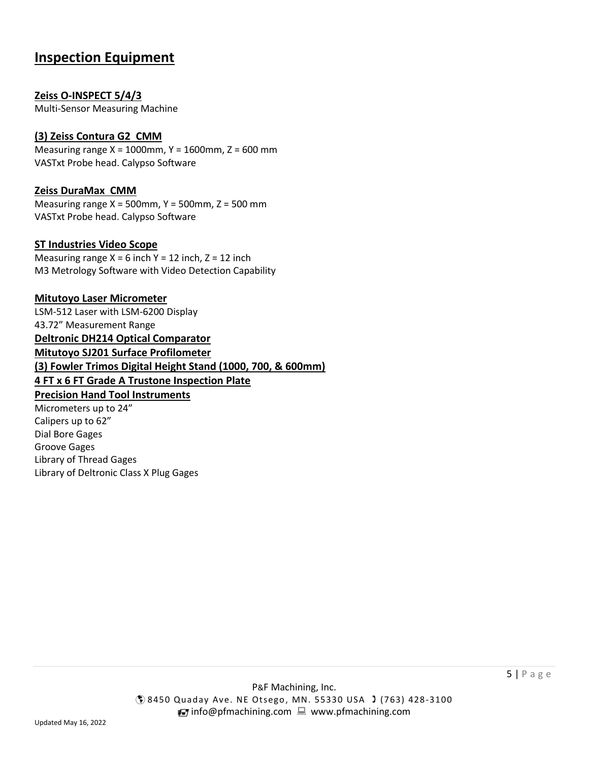# Inspection Equipment

**Zeiss O-INSPECT 5/4/3**

Multi-Sensor Measuring Machine

**(3) Zeiss Contura G2 CMM**

Measuring range X = 1000mm, Y = 1600mm, Z = 600 mm
VASTxt Probe head. Calypso Software

**Zeiss DuraMax CMM**

Measuring range X = 500mm, Y = 500mm, Z = 500 mm
VASTxt Probe head. Calypso Software

**ST Industries Video Scope**

Measuring range X = 6 inch Y = 12 inch, Z = 12 inch
M3 Metrology Software with Video Detection Capability

**Mitutoyo Laser Micrometer**

LSM-512 Laser with LSM-6200 Display
43.72" Measurement Range

**Deltronic DH214 Optical Comparator**

**Mitutoyo SJ201 Surface Profilometer**

**(3) Fowler Trimos Digital Height Stand (1000, 700, & 600mm)**

**4 FT x 6 FT Grade A Trustone Inspection Plate**

**Precision Hand Tool Instruments**

Micrometers up to 24"
Calipers up to 62"
Dial Bore Gages
Groove Gages
Library of Thread Gages
Library of Deltronic Class X Plug Gages

Updated May 16, 2022